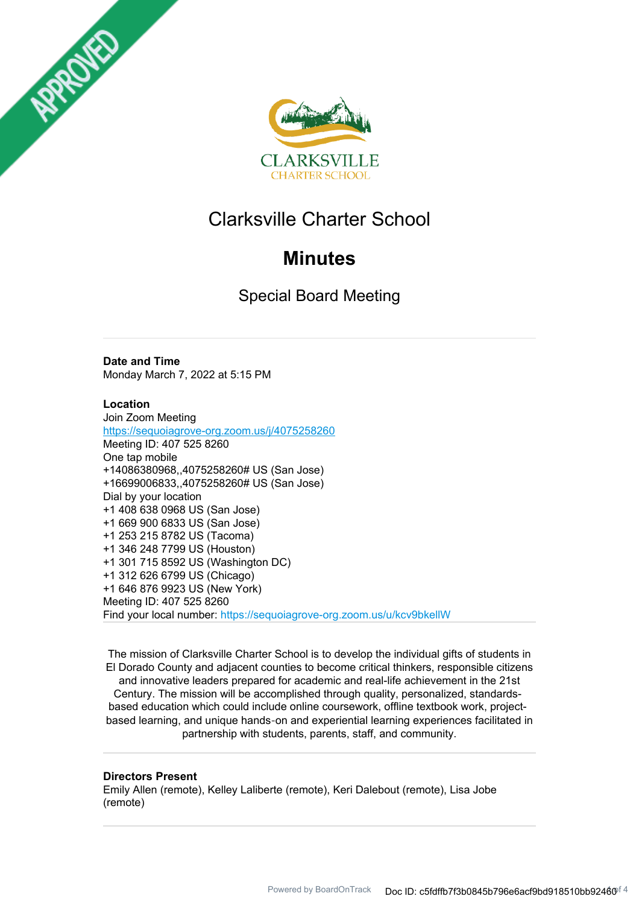# Clarksville Charter School

## Minutes

### Special Board Meeting

**Date and Time**
Monday March 7, 2022 at 5:15 PM

**Location**
Join Zoom Meeting
https://sequoiagrove-org.zoom.us/j/4075258260
Meeting ID: 407 525 8260
One tap mobile
+14086380968,,4075258260# US (San Jose)
+16699006833,,4075258260# US (San Jose)
Dial by your location
+1 408 638 0968 US (San Jose)
+1 669 900 6833 US (San Jose)
+1 253 215 8782 US (Tacoma)
+1 346 248 7799 US (Houston)
+1 301 715 8592 US (Washington DC)
+1 312 626 6799 US (Chicago)
+1 646 876 9923 US (New York)
Meeting ID: 407 525 8260
Find your local number: https://sequoiagrove-org.zoom.us/u/kcv9bkellW

The mission of Clarksville Charter School is to develop the individual gifts of students in El Dorado County and adjacent counties to become critical thinkers, responsible citizens and innovative leaders prepared for academic and real-life achievement in the 21st Century. The mission will be accomplished through quality, personalized, standards-based education which could include online coursework, offline textbook work, project-based learning, and unique hands-on and experiential learning experiences facilitated in partnership with students, parents, staff, and community.

**Directors Present**
Emily Allen (remote), Kelley Laliberte (remote), Keri Dalebout (remote), Lisa Jobe (remote)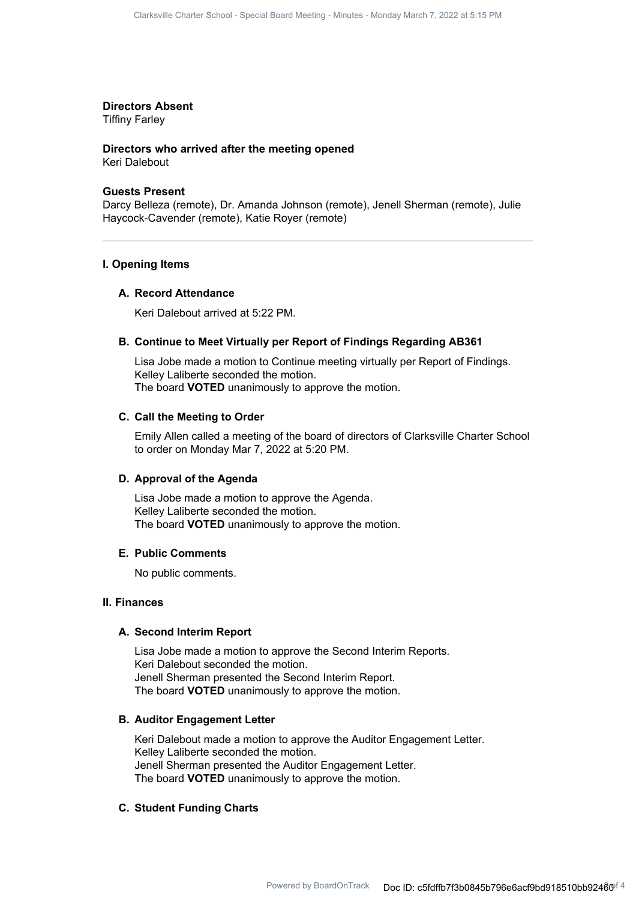**Directors Absent**
Tiffiny Farley

**Directors who arrived after the meeting opened**
Keri Dalebout

**Guests Present**
Darcy Belleza (remote), Dr. Amanda Johnson (remote), Jenell Sherman (remote), Julie Haycock-Cavender (remote), Katie Royer (remote)

---

## I. Opening Items

### A. Record Attendance

Keri Dalebout arrived at 5:22 PM.

### B. Continue to Meet Virtually per Report of Findings Regarding AB361

Lisa Jobe made a motion to Continue meeting virtually per Report of Findings.
Kelley Laliberte seconded the motion.
The board **VOTED** unanimously to approve the motion.

### C. Call the Meeting to Order

Emily Allen called a meeting of the board of directors of Clarksville Charter School to order on Monday Mar 7, 2022 at 5:20 PM.

### D. Approval of the Agenda

Lisa Jobe made a motion to approve the Agenda.
Kelley Laliberte seconded the motion.
The board **VOTED** unanimously to approve the motion.

### E. Public Comments

No public comments.

## II. Finances

### A. Second Interim Report

Lisa Jobe made a motion to approve the Second Interim Reports.
Keri Dalebout seconded the motion.
Jenell Sherman presented the Second Interim Report.
The board **VOTED** unanimously to approve the motion.

### B. Auditor Engagement Letter

Keri Dalebout made a motion to approve the Auditor Engagement Letter.
Kelley Laliberte seconded the motion.
Jenell Sherman presented the Auditor Engagement Letter.
The board **VOTED** unanimously to approve the motion.

### C. Student Funding Charts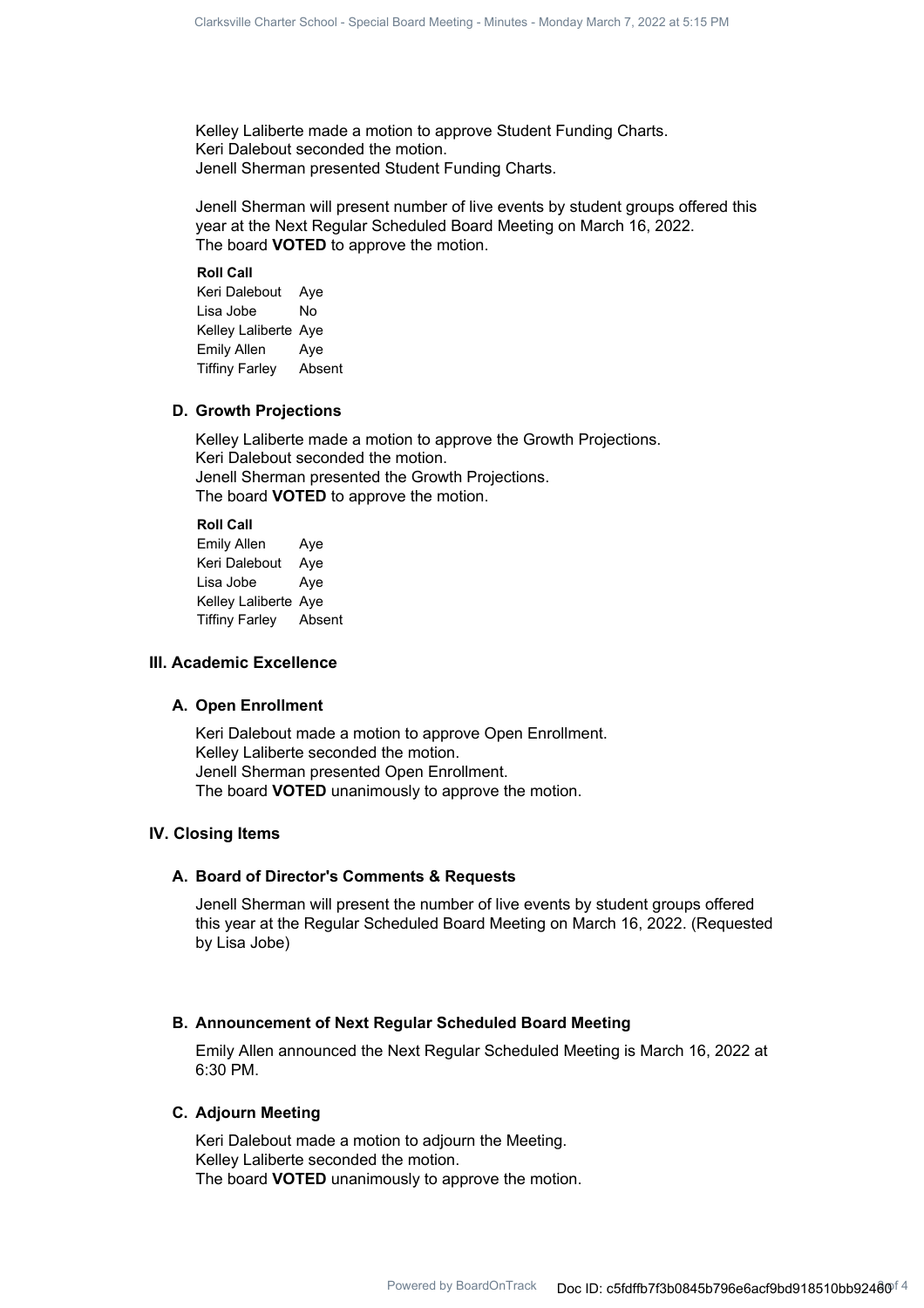Kelley Laliberte made a motion to approve Student Funding Charts.
Keri Dalebout seconded the motion.
Jenell Sherman presented Student Funding Charts.

Jenell Sherman will present number of live events by student groups offered this year at the Next Regular Scheduled Board Meeting on March 16, 2022.
The board **VOTED** to approve the motion.

**Roll Call**

| | |
|---|---|
| Keri Dalebout | Aye |
| Lisa Jobe | No |
| Kelley Laliberte | Aye |
| Emily Allen | Aye |
| Tiffiny Farley | Absent |

### D. Growth Projections

Kelley Laliberte made a motion to approve the Growth Projections.
Keri Dalebout seconded the motion.
Jenell Sherman presented the Growth Projections.
The board **VOTED** to approve the motion.

**Roll Call**

| | |
|---|---|
| Emily Allen | Aye |
| Keri Dalebout | Aye |
| Lisa Jobe | Aye |
| Kelley Laliberte | Aye |
| Tiffiny Farley | Absent |

## III. Academic Excellence

### A. Open Enrollment

Keri Dalebout made a motion to approve Open Enrollment.
Kelley Laliberte seconded the motion.
Jenell Sherman presented Open Enrollment.
The board **VOTED** unanimously to approve the motion.

## IV. Closing Items

### A. Board of Director's Comments & Requests

Jenell Sherman will present the number of live events by student groups offered this year at the Regular Scheduled Board Meeting on March 16, 2022. (Requested by Lisa Jobe)

### B. Announcement of Next Regular Scheduled Board Meeting

Emily Allen announced the Next Regular Scheduled Meeting is March 16, 2022 at 6:30 PM.

### C. Adjourn Meeting

Keri Dalebout made a motion to adjourn the Meeting.
Kelley Laliberte seconded the motion.
The board **VOTED** unanimously to approve the motion.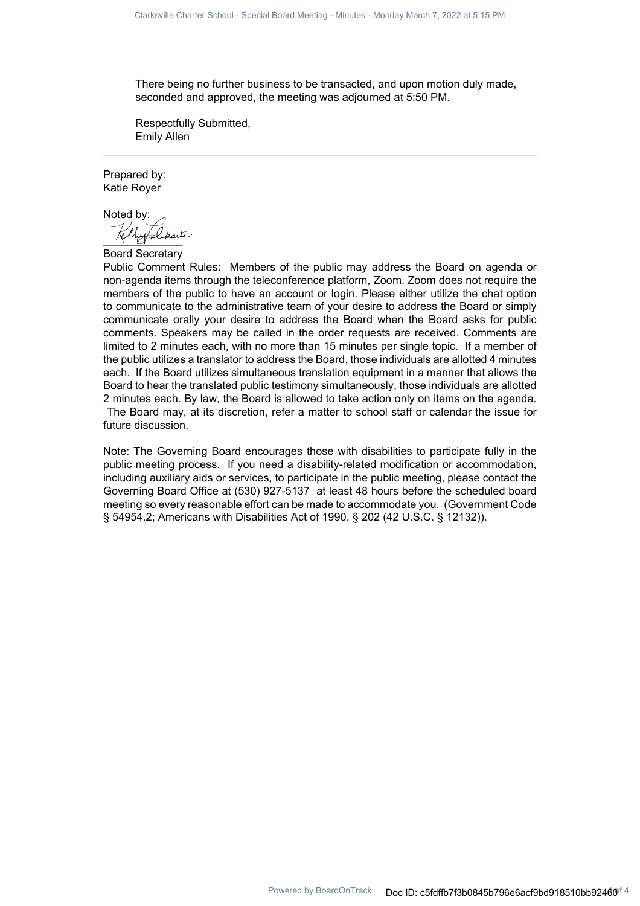There being no further business to be transacted, and upon motion duly made, seconded and approved, the meeting was adjourned at 5:50 PM.

Respectfully Submitted,
Emily Allen

---

Prepared by:
Katie Royer

Noted by:

Board Secretary

Public Comment Rules: Members of the public may address the Board on agenda or non-agenda items through the teleconference platform, Zoom. Zoom does not require the members of the public to have an account or login. Please either utilize the chat option to communicate to the administrative team of your desire to address the Board or simply communicate orally your desire to address the Board when the Board asks for public comments. Speakers may be called in the order requests are received. Comments are limited to 2 minutes each, with no more than 15 minutes per single topic. If a member of the public utilizes a translator to address the Board, those individuals are allotted 4 minutes each. If the Board utilizes simultaneous translation equipment in a manner that allows the Board to hear the translated public testimony simultaneously, those individuals are allotted 2 minutes each. By law, the Board is allowed to take action only on items on the agenda. The Board may, at its discretion, refer a matter to school staff or calendar the issue for future discussion.

Note: The Governing Board encourages those with disabilities to participate fully in the public meeting process. If you need a disability-related modification or accommodation, including auxiliary aids or services, to participate in the public meeting, please contact the Governing Board Office at (530) 927-5137 at least 48 hours before the scheduled board meeting so every reasonable effort can be made to accommodate you. (Government Code § 54954.2; Americans with Disabilities Act of 1990, § 202 (42 U.S.C. § 12132)).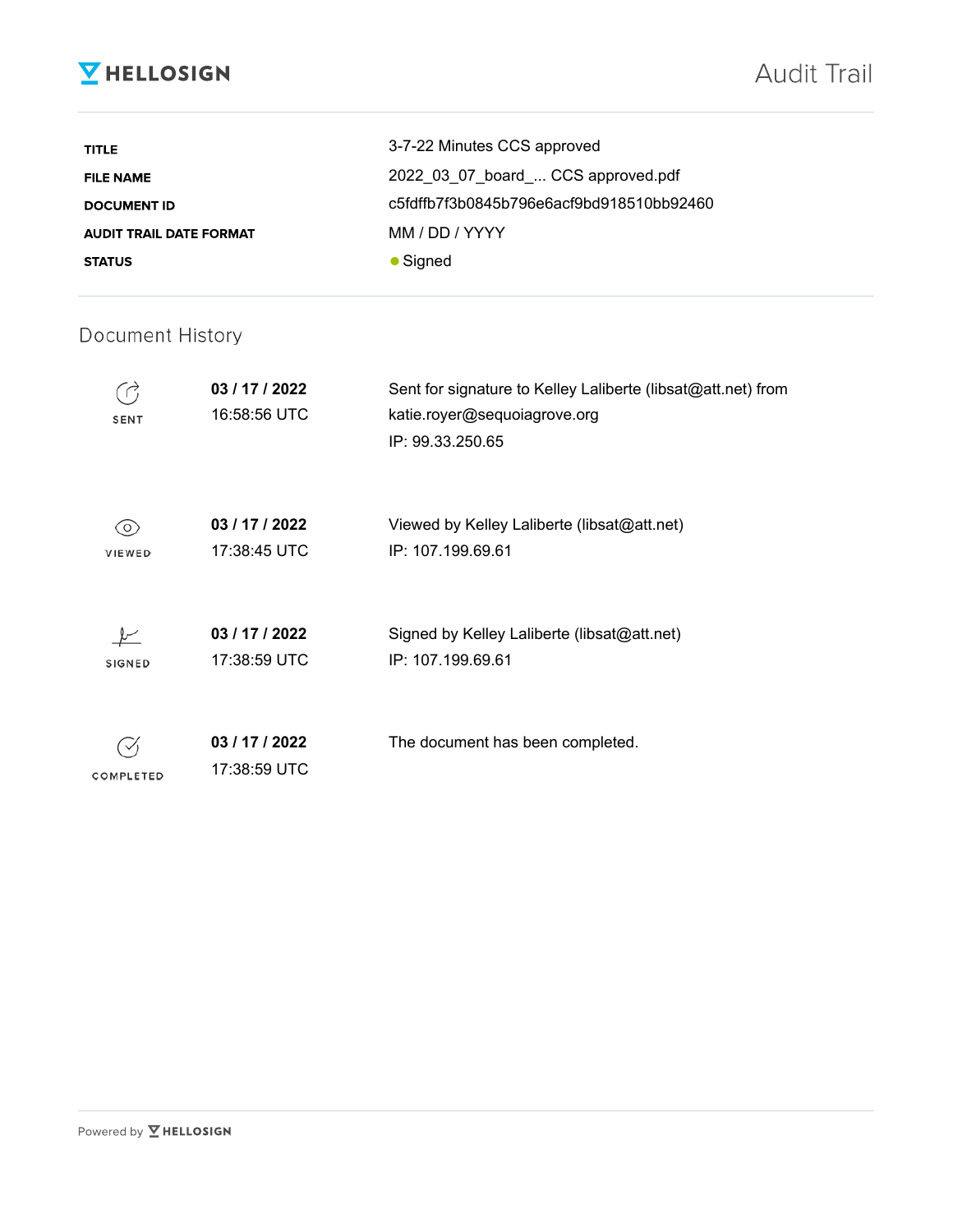# HELLOSIGN

# Audit Trail

| | |
|---|---|
| **TITLE** | 3-7-22 Minutes CCS approved |
| **FILE NAME** | 2022_03_07_board_... CCS approved.pdf |
| **DOCUMENT ID** | c5fdffb7f3b0845b796e6acf9bd918510bb92460 |
| **AUDIT TRAIL DATE FORMAT** | MM / DD / YYYY |
| **STATUS** | ● Signed |

## Document History

| | | |
|---|---|---|
| SENT | **03 / 17 / 2022** 16:58:56 UTC | Sent for signature to Kelley Laliberte (libsat@att.net) from katie.royer@sequoiagrove.org IP: 99.33.250.65 |
| VIEWED | **03 / 17 / 2022** 17:38:45 UTC | Viewed by Kelley Laliberte (libsat@att.net) IP: 107.199.69.61 |
| SIGNED | **03 / 17 / 2022** 17:38:59 UTC | Signed by Kelley Laliberte (libsat@att.net) IP: 107.199.69.61 |
| COMPLETED | **03 / 17 / 2022** 17:38:59 UTC | The document has been completed. |

Powered by HELLOSIGN